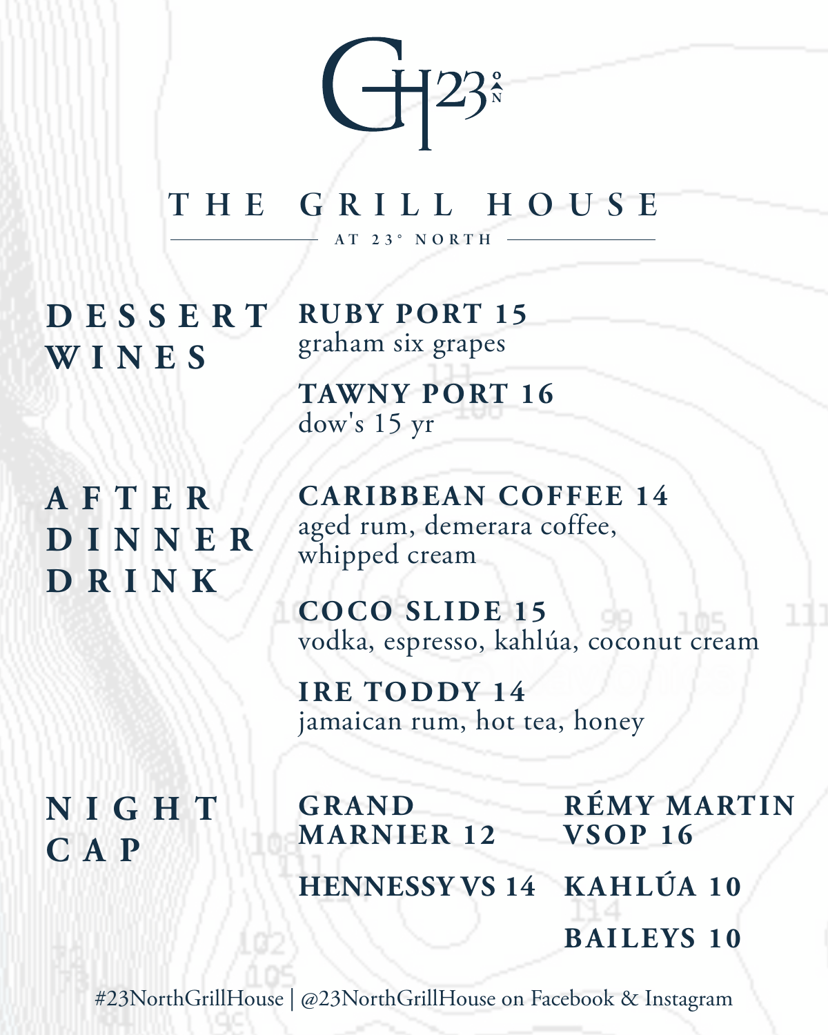# THE GRILL HOUSE

AT 23° NORTH

## DESSERT WINES

**RUBY PORT 15**
graham six grapes

**TAWNY PORT 16**
dow's 15 yr

## AFTER DINNER DRINK

**CARIBBEAN COFFEE 14**
aged rum, demerara coffee, whipped cream

**COCO SLIDE 15**
vodka, espresso, kahlúa, coconut cream

**IRE TODDY 14**
jamaican rum, hot tea, honey

## NIGHT CAP

**GRAND MARNIER 12**

**HENNESSY VS 14**

**RÉMY MARTIN VSOP 16**

**KAHLÚA 10**

**BAILEYS 10**

#23NorthGrillHouse | @23NorthGrillHouse on Facebook & Instagram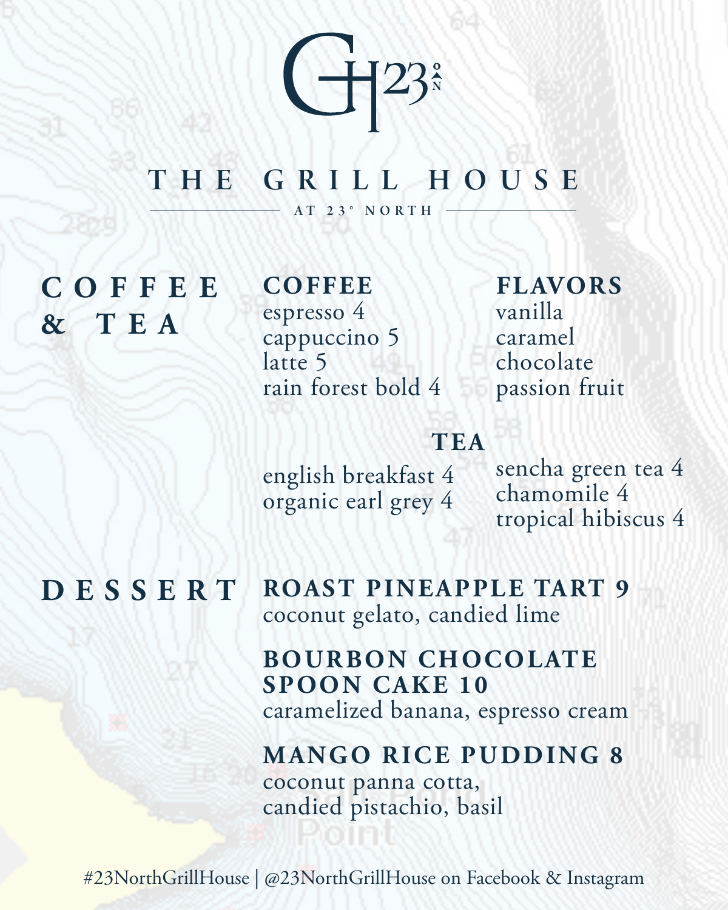# GH23° N

## THE GRILL HOUSE

AT 23° NORTH

## COFFEE & TEA

### COFFEE

espresso 4
cappuccino 5
latte 5
rain forest bold 4

### FLAVORS

vanilla
caramel
chocolate
passion fruit

### TEA

english breakfast 4
organic earl grey 4
sencha green tea 4
chamomile 4
tropical hibiscus 4

## DESSERT

**ROAST PINEAPPLE TART 9**
coconut gelato, candied lime

**BOURBON CHOCOLATE SPOON CAKE 10**
caramelized banana, espresso cream

**MANGO RICE PUDDING 8**
coconut panna cotta,
candied pistachio, basil

#23NorthGrillHouse | @23NorthGrillHouse on Facebook & Instagram